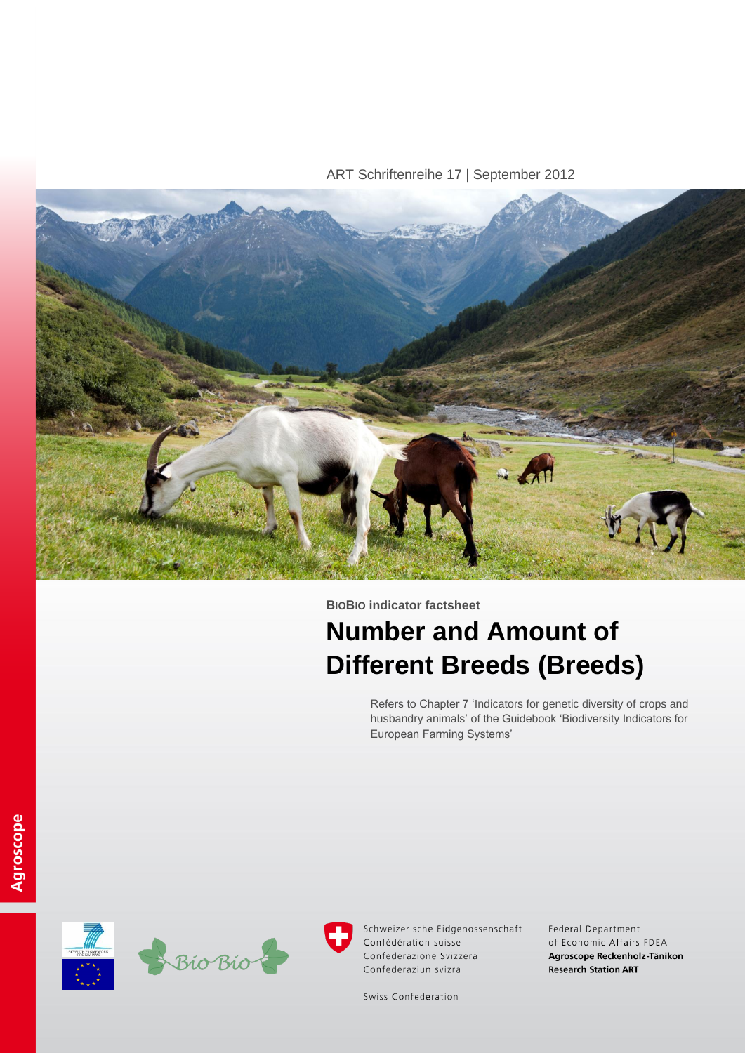ART Schriftenreihe 17 | September 2012

**BioBio indicator factsheet**

# Number and Amount of Different Breeds (Breeds)

Refers to Chapter 7 'Indicators for genetic diversity of crops and husbandry animals' of the Guidebook 'Biodiversity Indicators for European Farming Systems'

Agroscope

Schweizerische Eidgenossenschaft
Confédération suisse
Confederazione Svizzera
Confederaziun svizra

Swiss Confederation

Federal Department
of Economic Affairs FDEA
**Agroscope Reckenholz-Tänikon**
**Research Station ART**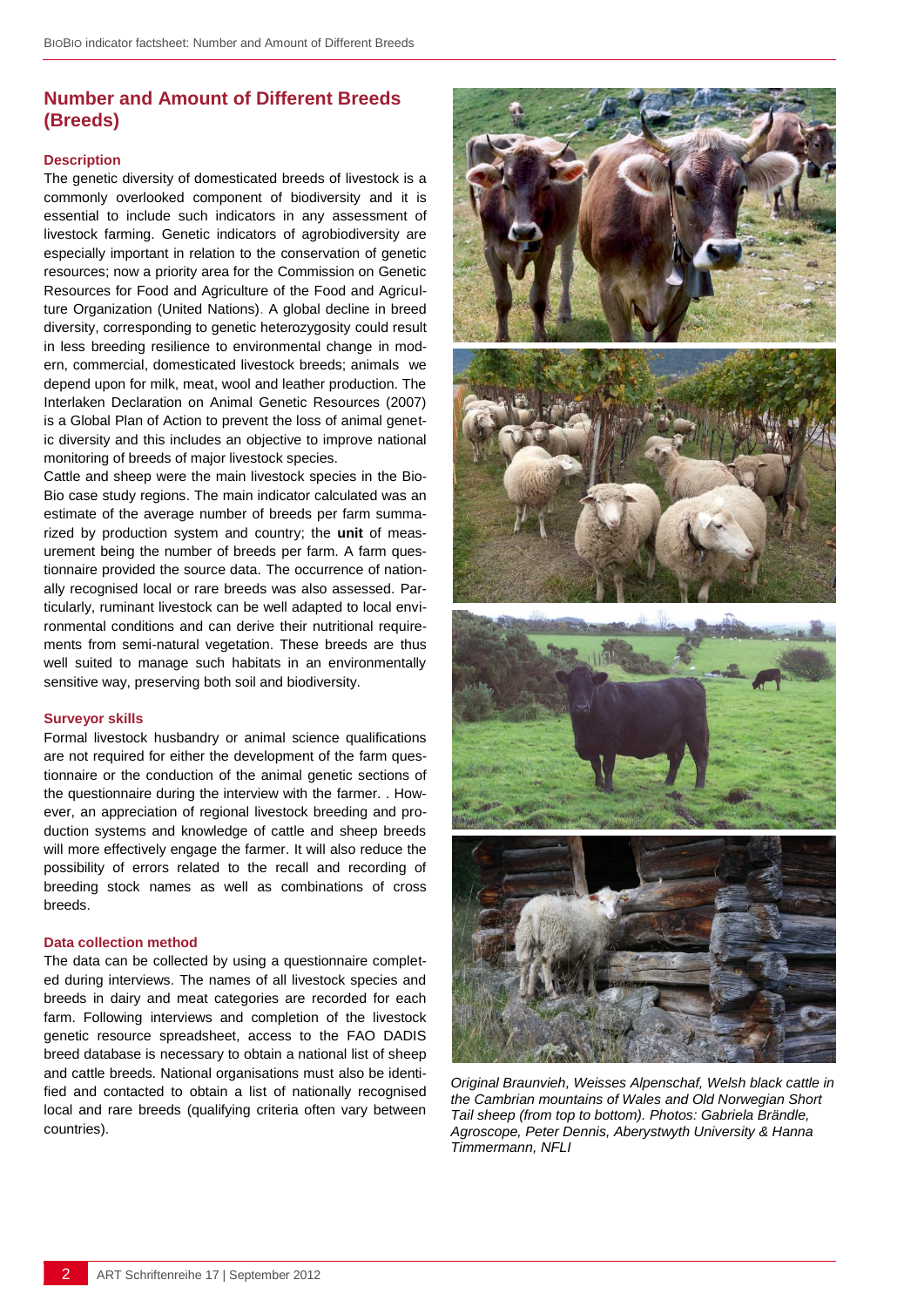## Number and Amount of Different Breeds (Breeds)

### Description

The genetic diversity of domesticated breeds of livestock is a commonly overlooked component of biodiversity and it is essential to include such indicators in any assessment of livestock farming. Genetic indicators of agrobiodiversity are especially important in relation to the conservation of genetic resources; now a priority area for the Commission on Genetic Resources for Food and Agriculture of the Food and Agriculture Organization (United Nations). A global decline in breed diversity, corresponding to genetic heterozygosity could result in less breeding resilience to environmental change in modern, commercial, domesticated livestock breeds; animals we depend upon for milk, meat, wool and leather production. The Interlaken Declaration on Animal Genetic Resources (2007) is a Global Plan of Action to prevent the loss of animal genetic diversity and this includes an objective to improve national monitoring of breeds of major livestock species.

Cattle and sheep were the main livestock species in the BioBio case study regions. The main indicator calculated was an estimate of the average number of breeds per farm summarized by production system and country; the **unit** of measurement being the number of breeds per farm. A farm questionnaire provided the source data. The occurrence of nationally recognised local or rare breeds was also assessed. Particularly, ruminant livestock can be well adapted to local environmental conditions and can derive their nutritional requirements from semi-natural vegetation. These breeds are thus well suited to manage such habitats in an environmentally sensitive way, preserving both soil and biodiversity.

### Surveyor skills

Formal livestock husbandry or animal science qualifications are not required for either the development of the farm questionnaire or the conduction of the animal genetic sections of the questionnaire during the interview with the farmer. . However, an appreciation of regional livestock breeding and production systems and knowledge of cattle and sheep breeds will more effectively engage the farmer. It will also reduce the possibility of errors related to the recall and recording of breeding stock names as well as combinations of cross breeds.

### Data collection method

The data can be collected by using a questionnaire completed during interviews. The names of all livestock species and breeds in dairy and meat categories are recorded for each farm. Following interviews and completion of the livestock genetic resource spreadsheet, access to the FAO DADIS breed database is necessary to obtain a national list of sheep and cattle breeds. National organisations must also be identified and contacted to obtain a list of nationally recognised local and rare breeds (qualifying criteria often vary between countries).

*Original Braunvieh, Weisses Alpenschaf, Welsh black cattle in the Cambrian mountains of Wales and Old Norwegian Short Tail sheep (from top to bottom). Photos: Gabriela Brändle, Agroscope, Peter Dennis, Aberystwyth University & Hanna Timmermann, NFLI*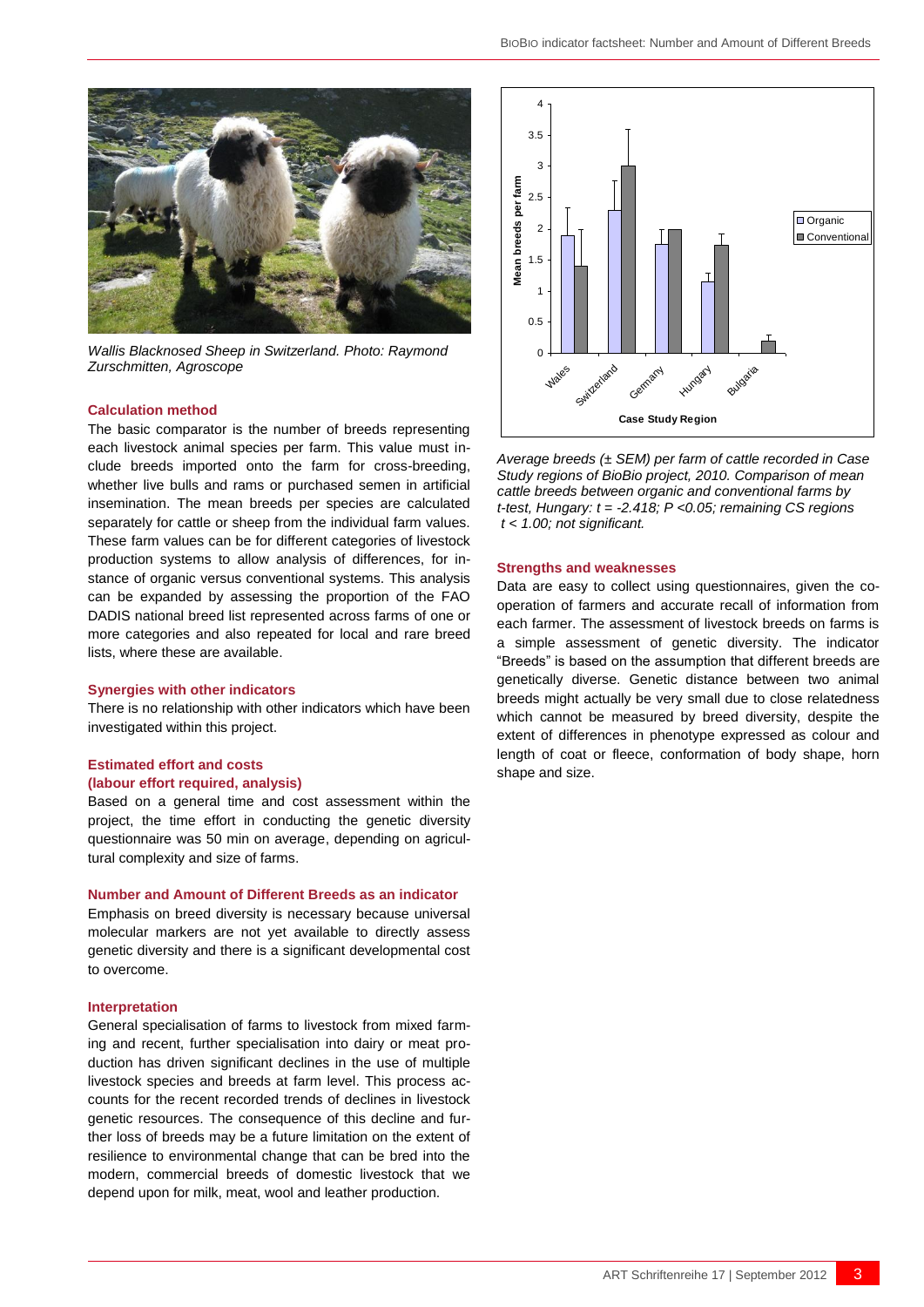Wallis Blacknosed Sheep in Switzerland. Photo: Raymond Zurschmitten, Agroscope

### Calculation method

The basic comparator is the number of breeds representing each livestock animal species per farm. This value must include breeds imported onto the farm for cross-breeding, whether live bulls and rams or purchased semen in artificial insemination. The mean breeds per species are calculated separately for cattle or sheep from the individual farm values. These farm values can be for different categories of livestock production systems to allow analysis of differences, for instance of organic versus conventional systems. This analysis can be expanded by assessing the proportion of the FAO DADIS national breed list represented across farms of one or more categories and also repeated for local and rare breed lists, where these are available.

### Synergies with other indicators

There is no relationship with other indicators which have been investigated within this project.

### Estimated effort and costs (labour effort required, analysis)

Based on a general time and cost assessment within the project, the time effort in conducting the genetic diversity questionnaire was 50 min on average, depending on agricultural complexity and size of farms.

### Number and Amount of Different Breeds as an indicator

Emphasis on breed diversity is necessary because universal molecular markers are not yet available to directly assess genetic diversity and there is a significant developmental cost to overcome.

### Interpretation

General specialisation of farms to livestock from mixed farming and recent, further specialisation into dairy or meat production has driven significant declines in the use of multiple livestock species and breeds at farm level. This process accounts for the recent recorded trends of declines in livestock genetic resources. The consequence of this decline and further loss of breeds may be a future limitation on the extent of resilience to environmental change that can be bred into the modern, commercial breeds of domestic livestock that we depend upon for milk, meat, wool and leather production.

Mean breeds per farm

0
0.5
1
1.5
2
2.5
3
3.5
4

Wales
Switzerland
Germany
Hungary
Bulgaria

Case Study Region

Organic
Conventional

*Average breeds (± SEM) per farm of cattle recorded in Case Study regions of BioBio project, 2010. Comparison of mean cattle breeds between organic and conventional farms by t-test, Hungary: $t = -2.418$; $P < 0.05$; remaining CS regions $t < 1.00$; not significant.*

### Strengths and weaknesses

Data are easy to collect using questionnaires, given the co-operation of farmers and accurate recall of information from each farmer. The assessment of livestock breeds on farms is a simple assessment of genetic diversity. The indicator "Breeds" is based on the assumption that different breeds are genetically diverse. Genetic distance between two animal breeds might actually be very small due to close relatedness which cannot be measured by breed diversity, despite the extent of differences in phenotype expressed as colour and length of coat or fleece, conformation of body shape, horn shape and size.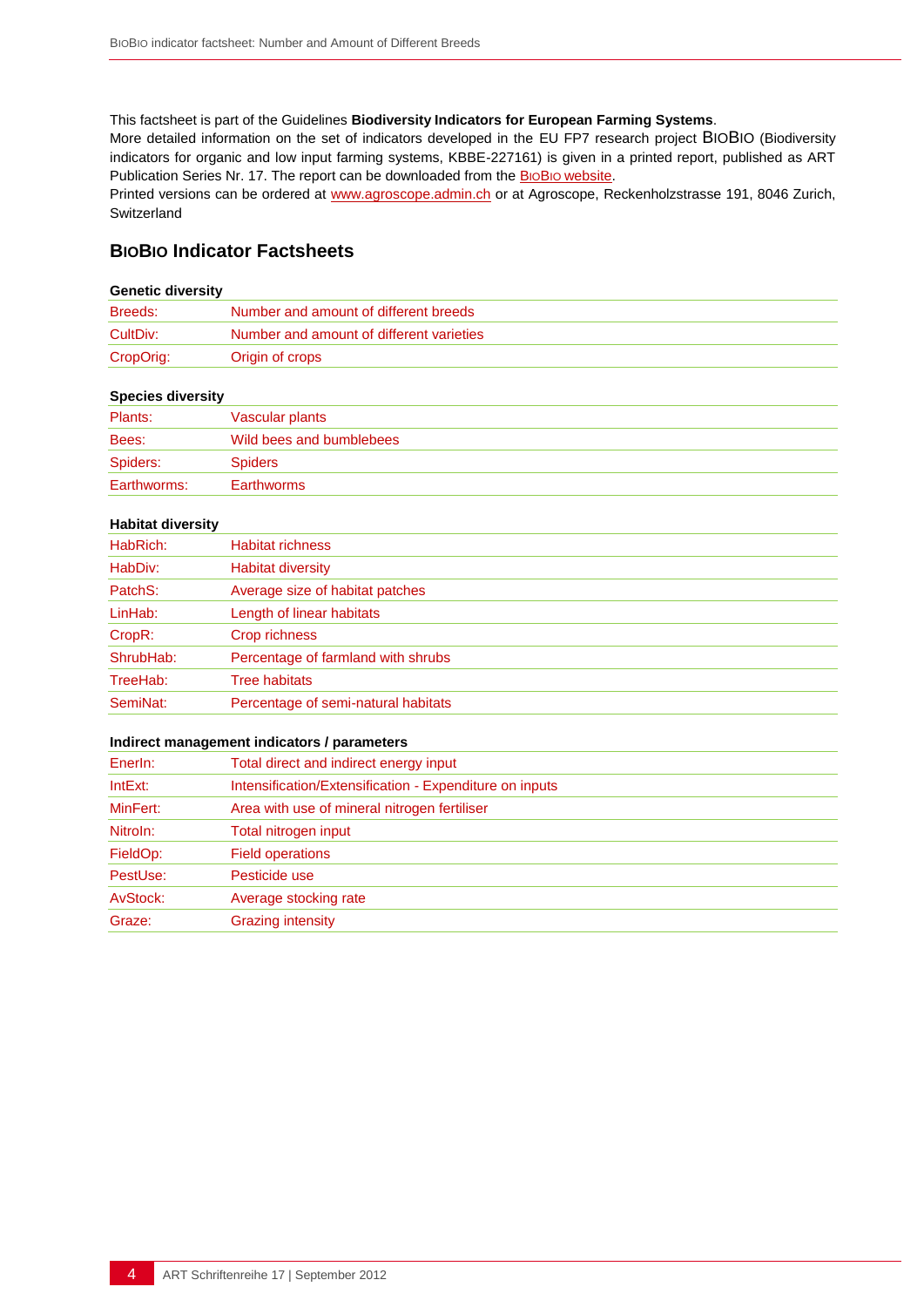This factsheet is part of the Guidelines **Biodiversity Indicators for European Farming Systems**.
More detailed information on the set of indicators developed in the EU FP7 research project BIOBIO (Biodiversity indicators for organic and low input farming systems, KBBE-227161) is given in a printed report, published as ART Publication Series Nr. 17. The report can be downloaded from the BIOBIO website.
Printed versions can be ordered at www.agroscope.admin.ch or at Agroscope, Reckenholzstrasse 191, 8046 Zurich, Switzerland

## BIOBIO Indicator Factsheets

**Genetic diversity**

| | |
|---|---|
| Breeds: | Number and amount of different breeds |
| CultDiv: | Number and amount of different varieties |
| CropOrig: | Origin of crops |

**Species diversity**

| | |
|---|---|
| Plants: | Vascular plants |
| Bees: | Wild bees and bumblebees |
| Spiders: | Spiders |
| Earthworms: | Earthworms |

**Habitat diversity**

| | |
|---|---|
| HabRich: | Habitat richness |
| HabDiv: | Habitat diversity |
| PatchS: | Average size of habitat patches |
| LinHab: | Length of linear habitats |
| CropR: | Crop richness |
| ShrubHab: | Percentage of farmland with shrubs |
| TreeHab: | Tree habitats |
| SemiNat: | Percentage of semi-natural habitats |

**Indirect management indicators / parameters**

| | |
|---|---|
| EnerIn: | Total direct and indirect energy input |
| IntExt: | Intensification/Extensification - Expenditure on inputs |
| MinFert: | Area with use of mineral nitrogen fertiliser |
| NitroIn: | Total nitrogen input |
| FieldOp: | Field operations |
| PestUse: | Pesticide use |
| AvStock: | Average stocking rate |
| Graze: | Grazing intensity |